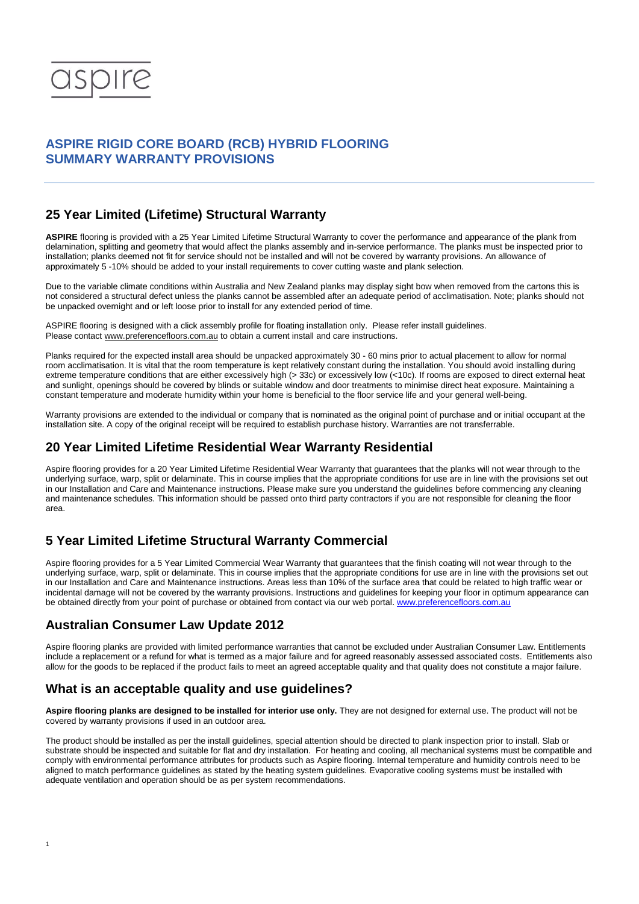aspire

# ASPIRE RIGID CORE BOARD (RCB) HYBRID FLOORING
# SUMMARY WARRANTY PROVISIONS

## 25 Year Limited (Lifetime) Structural Warranty

**ASPIRE** flooring is provided with a 25 Year Limited Lifetime Structural Warranty to cover the performance and appearance of the plank from delamination, splitting and geometry that would affect the planks assembly and in-service performance. The planks must be inspected prior to installation; planks deemed not fit for service should not be installed and will not be covered by warranty provisions. An allowance of approximately 5 -10% should be added to your install requirements to cover cutting waste and plank selection.

Due to the variable climate conditions within Australia and New Zealand planks may display sight bow when removed from the cartons this is not considered a structural defect unless the planks cannot be assembled after an adequate period of acclimatisation. Note; planks should not be unpacked overnight and or left loose prior to install for any extended period of time.

ASPIRE flooring is designed with a click assembly profile for floating installation only. Please refer install guidelines.
Please contact www.preferencefloors.com.au to obtain a current install and care instructions.

Planks required for the expected install area should be unpacked approximately 30 - 60 mins prior to actual placement to allow for normal room acclimatisation. It is vital that the room temperature is kept relatively constant during the installation. You should avoid installing during extreme temperature conditions that are either excessively high (> 33c) or excessively low (<10c). If rooms are exposed to direct external heat and sunlight, openings should be covered by blinds or suitable window and door treatments to minimise direct heat exposure. Maintaining a constant temperature and moderate humidity within your home is beneficial to the floor service life and your general well-being.

Warranty provisions are extended to the individual or company that is nominated as the original point of purchase and or initial occupant at the installation site. A copy of the original receipt will be required to establish purchase history. Warranties are not transferrable.

## 20 Year Limited Lifetime Residential Wear Warranty Residential

Aspire flooring provides for a 20 Year Limited Lifetime Residential Wear Warranty that guarantees that the planks will not wear through to the underlying surface, warp, split or delaminate. This in course implies that the appropriate conditions for use are in line with the provisions set out in our Installation and Care and Maintenance instructions. Please make sure you understand the guidelines before commencing any cleaning and maintenance schedules. This information should be passed onto third party contractors if you are not responsible for cleaning the floor area.

## 5 Year Limited Lifetime Structural Warranty Commercial

Aspire flooring provides for a 5 Year Limited Commercial Wear Warranty that guarantees that the finish coating will not wear through to the underlying surface, warp, split or delaminate. This in course implies that the appropriate conditions for use are in line with the provisions set out in our Installation and Care and Maintenance instructions. Areas less than 10% of the surface area that could be related to high traffic wear or incidental damage will not be covered by the warranty provisions. Instructions and guidelines for keeping your floor in optimum appearance can be obtained directly from your point of purchase or obtained from contact via our web portal. www.preferencefloors.com.au

## Australian Consumer Law Update 2012

Aspire flooring planks are provided with limited performance warranties that cannot be excluded under Australian Consumer Law. Entitlements include a replacement or a refund for what is termed as a major failure and for agreed reasonably assessed associated costs. Entitlements also allow for the goods to be replaced if the product fails to meet an agreed acceptable quality and that quality does not constitute a major failure.

## What is an acceptable quality and use guidelines?

**Aspire flooring planks are designed to be installed for interior use only.** They are not designed for external use. The product will not be covered by warranty provisions if used in an outdoor area.

The product should be installed as per the install guidelines, special attention should be directed to plank inspection prior to install. Slab or substrate should be inspected and suitable for flat and dry installation. For heating and cooling, all mechanical systems must be compatible and comply with environmental performance attributes for products such as Aspire flooring. Internal temperature and humidity controls need to be aligned to match performance guidelines as stated by the heating system guidelines. Evaporative cooling systems must be installed with adequate ventilation and operation should be as per system recommendations.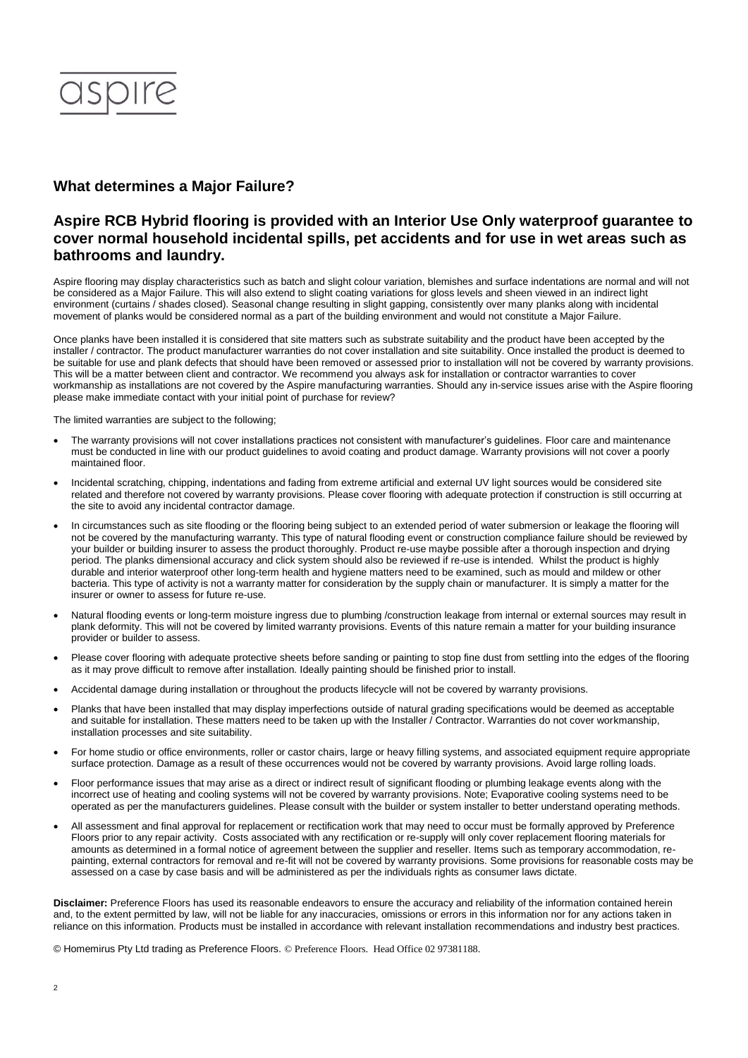aspire

## What determines a Major Failure?

## Aspire RCB Hybrid flooring is provided with an Interior Use Only waterproof guarantee to cover normal household incidental spills, pet accidents and for use in wet areas such as bathrooms and laundry.

Aspire flooring may display characteristics such as batch and slight colour variation, blemishes and surface indentations are normal and will not be considered as a Major Failure. This will also extend to slight coating variations for gloss levels and sheen viewed in an indirect light environment (curtains / shades closed). Seasonal change resulting in slight gapping, consistently over many planks along with incidental movement of planks would be considered normal as a part of the building environment and would not constitute a Major Failure.

Once planks have been installed it is considered that site matters such as substrate suitability and the product have been accepted by the installer / contractor. The product manufacturer warranties do not cover installation and site suitability. Once installed the product is deemed to be suitable for use and plank defects that should have been removed or assessed prior to installation will not be covered by warranty provisions. This will be a matter between client and contractor. We recommend you always ask for installation or contractor warranties to cover workmanship as installations are not covered by the Aspire manufacturing warranties. Should any in-service issues arise with the Aspire flooring please make immediate contact with your initial point of purchase for review?

The limited warranties are subject to the following;

- The warranty provisions will not cover installations practices not consistent with manufacturer's guidelines. Floor care and maintenance must be conducted in line with our product guidelines to avoid coating and product damage. Warranty provisions will not cover a poorly maintained floor.
- Incidental scratching, chipping, indentations and fading from extreme artificial and external UV light sources would be considered site related and therefore not covered by warranty provisions. Please cover flooring with adequate protection if construction is still occurring at the site to avoid any incidental contractor damage.
- In circumstances such as site flooding or the flooring being subject to an extended period of water submersion or leakage the flooring will not be covered by the manufacturing warranty. This type of natural flooding event or construction compliance failure should be reviewed by your builder or building insurer to assess the product thoroughly. Product re-use maybe possible after a thorough inspection and drying period. The planks dimensional accuracy and click system should also be reviewed if re-use is intended. Whilst the product is highly durable and interior waterproof other long-term health and hygiene matters need to be examined, such as mould and mildew or other bacteria. This type of activity is not a warranty matter for consideration by the supply chain or manufacturer. It is simply a matter for the insurer or owner to assess for future re-use.
- Natural flooding events or long-term moisture ingress due to plumbing /construction leakage from internal or external sources may result in plank deformity. This will not be covered by limited warranty provisions. Events of this nature remain a matter for your building insurance provider or builder to assess.
- Please cover flooring with adequate protective sheets before sanding or painting to stop fine dust from settling into the edges of the flooring as it may prove difficult to remove after installation. Ideally painting should be finished prior to install.
- Accidental damage during installation or throughout the products lifecycle will not be covered by warranty provisions.
- Planks that have been installed that may display imperfections outside of natural grading specifications would be deemed as acceptable and suitable for installation. These matters need to be taken up with the Installer / Contractor. Warranties do not cover workmanship, installation processes and site suitability.
- For home studio or office environments, roller or castor chairs, large or heavy filling systems, and associated equipment require appropriate surface protection. Damage as a result of these occurrences would not be covered by warranty provisions. Avoid large rolling loads.
- Floor performance issues that may arise as a direct or indirect result of significant flooding or plumbing leakage events along with the incorrect use of heating and cooling systems will not be covered by warranty provisions. Note; Evaporative cooling systems need to be operated as per the manufacturers guidelines. Please consult with the builder or system installer to better understand operating methods.
- All assessment and final approval for replacement or rectification work that may need to occur must be formally approved by Preference Floors prior to any repair activity. Costs associated with any rectification or re-supply will only cover replacement flooring materials for amounts as determined in a formal notice of agreement between the supplier and reseller. Items such as temporary accommodation, re-painting, external contractors for removal and re-fit will not be covered by warranty provisions. Some provisions for reasonable costs may be assessed on a case by case basis and will be administered as per the individuals rights as consumer laws dictate.

**Disclaimer:** Preference Floors has used its reasonable endeavors to ensure the accuracy and reliability of the information contained herein and, to the extent permitted by law, will not be liable for any inaccuracies, omissions or errors in this information nor for any actions taken in reliance on this information. Products must be installed in accordance with relevant installation recommendations and industry best practices.

© Homemirus Pty Ltd trading as Preference Floors. © Preference Floors. Head Office 02 97381188.